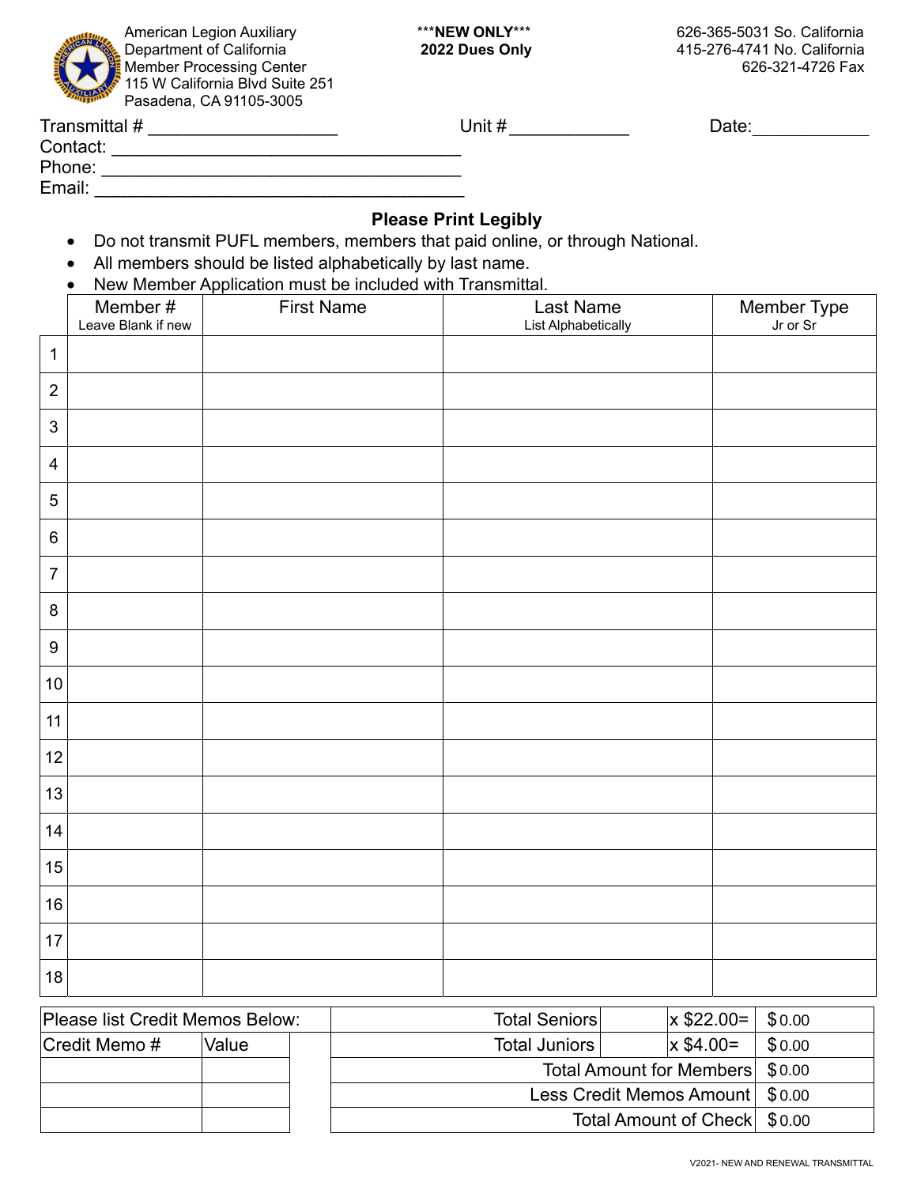American Legion Auxiliary
Department of California
Member Processing Center
115 W California Blvd Suite 251
Pasadena, CA 91105-3005

***NEW ONLY***
**2022 Dues Only**

626-365-5031 So. California
415-276-4741 No. California
626-321-4726 Fax

Transmittal # ___________________ Unit # ____________ Date: ____________

Contact: ___________________________________

Phone: ____________________________________

Email: _____________________________________

**Please Print Legibly**

- Do not transmit PUFL members, members that paid online, or through National.
- All members should be listed alphabetically by last name.
- New Member Application must be included with Transmittal.

| | Member # Leave Blank if new | First Name | Last Name List Alphabetically | Member Type Jr or Sr |
|---|---|---|---|---|
| 1 | | | | |
| 2 | | | | |
| 3 | | | | |
| 4 | | | | |
| 5 | | | | |
| 6 | | | | |
| 7 | | | | |
| 8 | | | | |
| 9 | | | | |
| 10 | | | | |
| 11 | | | | |
| 12 | | | | |
| 13 | | | | |
| 14 | | | | |
| 15 | | | | |
| 16 | | | | |
| 17 | | | | |
| 18 | | | | |

| Please list Credit Memos Below: | |
|---|---|
| Credit Memo # | Value |
| | |
| | |
| | |

| | | | |
|---|---|---|---|
| Total Seniors | | x $22.00= | $0.00 |
| Total Juniors | | x $4.00= | $0.00 |
| Total Amount for Members | | | $0.00 |
| Less Credit Memos Amount | | | $0.00 |
| Total Amount of Check | | | $0.00 |

V2021- NEW AND RENEWAL TRANSMITTAL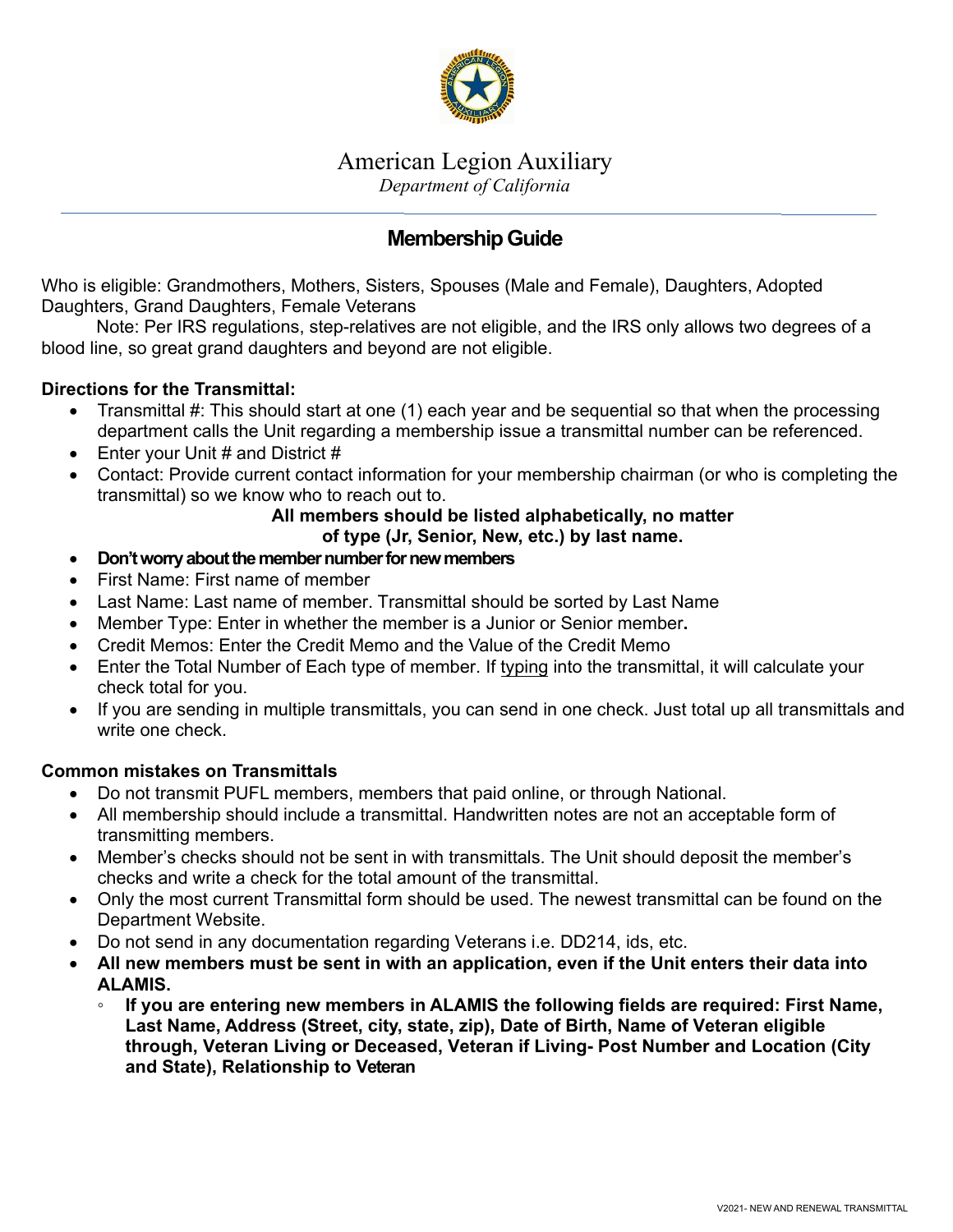# American Legion Auxiliary

*Department of California*

## Membership Guide

Who is eligible: Grandmothers, Mothers, Sisters, Spouses (Male and Female), Daughters, Adopted Daughters, Grand Daughters, Female Veterans

Note: Per IRS regulations, step-relatives are not eligible, and the IRS only allows two degrees of a blood line, so great grand daughters and beyond are not eligible.

**Directions for the Transmittal:**

- Transmittal #: This should start at one (1) each year and be sequential so that when the processing department calls the Unit regarding a membership issue a transmittal number can be referenced.
- Enter your Unit # and District #
- Contact: Provide current contact information for your membership chairman (or who is completing the transmittal) so we know who to reach out to.

**All members should be listed alphabetically, no matter of type (Jr, Senior, New, etc.) by last name.**

- **Don't worry about the member number for new members**
- First Name: First name of member
- Last Name: Last name of member. Transmittal should be sorted by Last Name
- Member Type: Enter in whether the member is a Junior or Senior member**.**
- Credit Memos: Enter the Credit Memo and the Value of the Credit Memo
- Enter the Total Number of Each type of member. If typing into the transmittal, it will calculate your check total for you.
- If you are sending in multiple transmittals, you can send in one check. Just total up all transmittals and write one check.

**Common mistakes on Transmittals**

- Do not transmit PUFL members, members that paid online, or through National.
- All membership should include a transmittal. Handwritten notes are not an acceptable form of transmitting members.
- Member's checks should not be sent in with transmittals. The Unit should deposit the member's checks and write a check for the total amount of the transmittal.
- Only the most current Transmittal form should be used. The newest transmittal can be found on the Department Website.
- Do not send in any documentation regarding Veterans i.e. DD214, ids, etc.
- **All new members must be sent in with an application, even if the Unit enters their data into ALAMIS.**
  - **If you are entering new members in ALAMIS the following fields are required: First Name, Last Name, Address (Street, city, state, zip), Date of Birth, Name of Veteran eligible through, Veteran Living or Deceased, Veteran if Living- Post Number and Location (City and State), Relationship to Veteran**